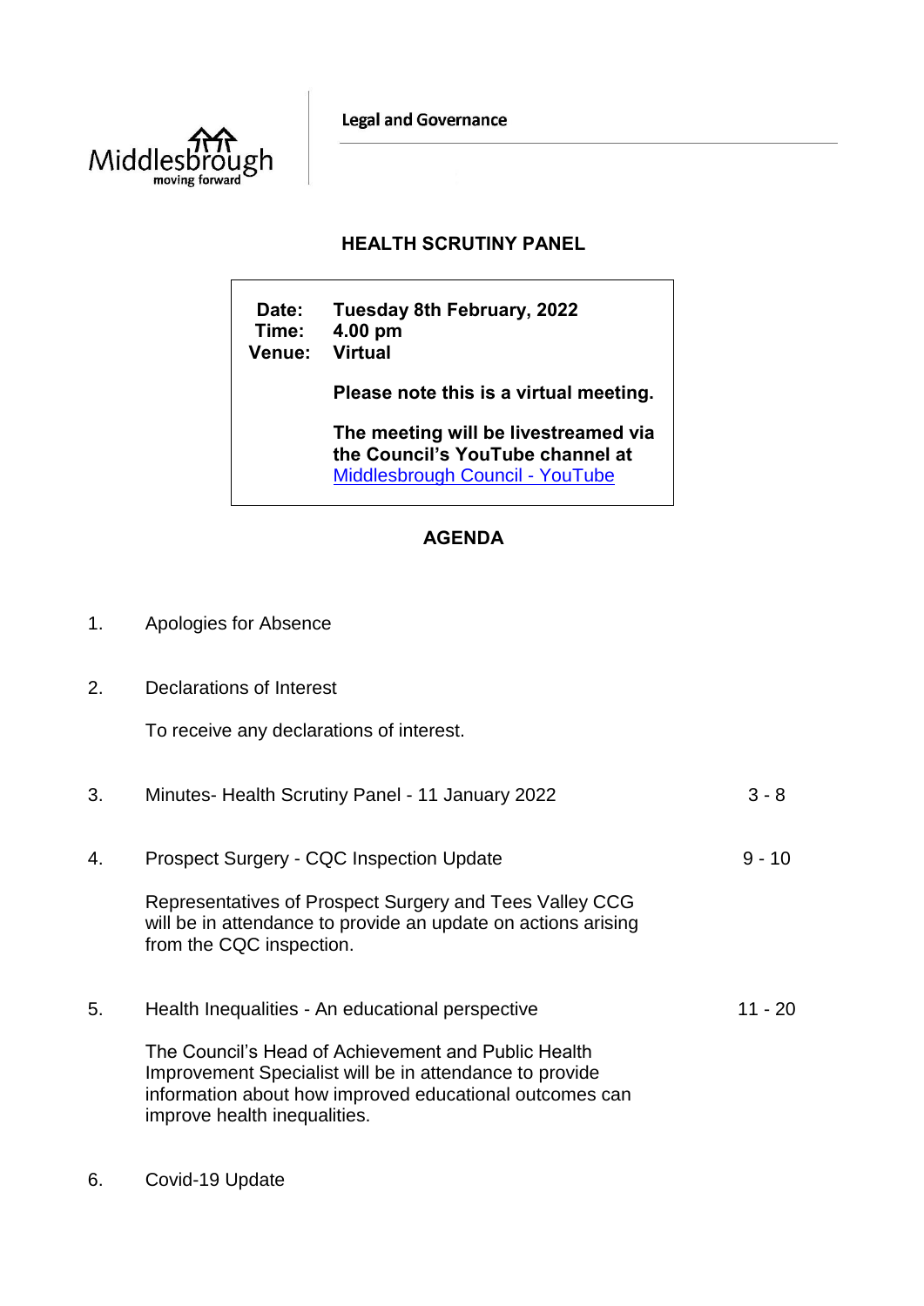Legal and Governance

# HEALTH SCRUTINY PANEL

**Date:** Tuesday 8th February, 2022
**Time:** 4.00 pm
**Venue:** Virtual

**Please note this is a virtual meeting.**

**The meeting will be livestreamed via the Council's YouTube channel at** [Middlesbrough Council - YouTube]

## AGENDA

1. Apologies for Absence

2. Declarations of Interest

   To receive any declarations of interest.

3. Minutes- Health Scrutiny Panel - 11 January 2022 — 3 - 8

4. Prospect Surgery - CQC Inspection Update — 9 - 10

   Representatives of Prospect Surgery and Tees Valley CCG will be in attendance to provide an update on actions arising from the CQC inspection.

5. Health Inequalities - An educational perspective — 11 - 20

   The Council's Head of Achievement and Public Health Improvement Specialist will be in attendance to provide information about how improved educational outcomes can improve health inequalities.

6. Covid-19 Update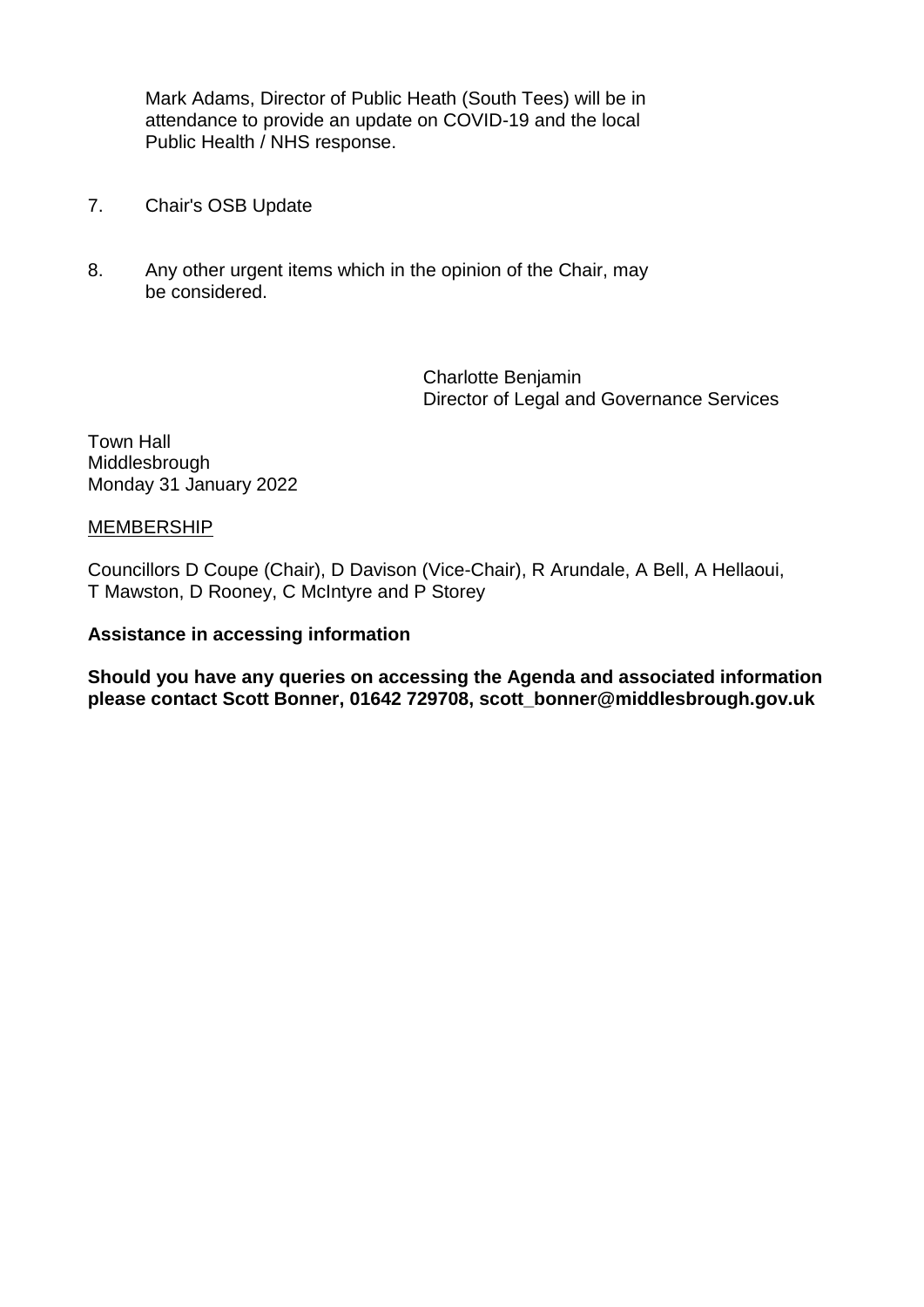Mark Adams, Director of Public Heath (South Tees) will be in attendance to provide an update on COVID-19 and the local Public Health / NHS response.

7. Chair's OSB Update

8. Any other urgent items which in the opinion of the Chair, may be considered.

Charlotte Benjamin
Director of Legal and Governance Services

Town Hall
Middlesbrough
Monday 31 January 2022

<u>MEMBERSHIP</u>

Councillors D Coupe (Chair), D Davison (Vice-Chair), R Arundale, A Bell, A Hellaoui, T Mawston, D Rooney, C McIntyre and P Storey

**Assistance in accessing information**

**Should you have any queries on accessing the Agenda and associated information please contact Scott Bonner, 01642 729708, scott_bonner@middlesbrough.gov.uk**